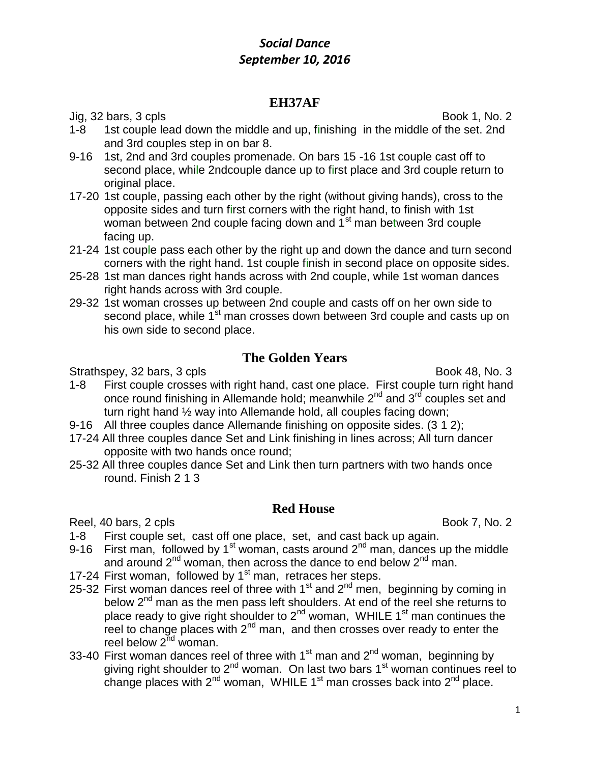# *Social Dance*
## *September 10, 2016*

### EH37AF

Jig, 32 bars, 3 cpls Book 1, No. 2

- 1-8 1st couple lead down the middle and up, finishing in the middle of the set. 2nd and 3rd couples step in on bar 8.
- 9-16 1st, 2nd and 3rd couples promenade. On bars 15 -16 1st couple cast off to second place, while 2ndcouple dance up to first place and 3rd couple return to original place.
- 17-20 1st couple, passing each other by the right (without giving hands), cross to the opposite sides and turn first corners with the right hand, to finish with 1st woman between 2nd couple facing down and 1st man between 3rd couple facing up.
- 21-24 1st couple pass each other by the right up and down the dance and turn second corners with the right hand. 1st couple finish in second place on opposite sides.
- 25-28 1st man dances right hands across with 2nd couple, while 1st woman dances right hands across with 3rd couple.
- 29-32 1st woman crosses up between 2nd couple and casts off on her own side to second place, while 1st man crosses down between 3rd couple and casts up on his own side to second place.

### The Golden Years

Strathspey, 32 bars, 3 cpls Book 48, No. 3

- 1-8 First couple crosses with right hand, cast one place. First couple turn right hand once round finishing in Allemande hold; meanwhile 2nd and 3rd couples set and turn right hand ½ way into Allemande hold, all couples facing down;
- 9-16 All three couples dance Allemande finishing on opposite sides. (3 1 2);
- 17-24 All three couples dance Set and Link finishing in lines across; All turn dancer opposite with two hands once round;
- 25-32 All three couples dance Set and Link then turn partners with two hands once round. Finish 2 1 3

### Red House

Reel, 40 bars, 2 cpls Book 7, No. 2

- 1-8 First couple set, cast off one place, set, and cast back up again.
- 9-16 First man, followed by 1st woman, casts around 2nd man, dances up the middle and around 2nd woman, then across the dance to end below 2nd man.
- 17-24 First woman, followed by 1st man, retraces her steps.
- 25-32 First woman dances reel of three with 1st and 2nd men, beginning by coming in below 2nd man as the men pass left shoulders. At end of the reel she returns to place ready to give right shoulder to 2nd woman, WHILE 1st man continues the reel to change places with 2nd man, and then crosses over ready to enter the reel below 2nd woman.
- 33-40 First woman dances reel of three with 1st man and 2nd woman, beginning by giving right shoulder to 2nd woman. On last two bars 1st woman continues reel to change places with 2nd woman, WHILE 1st man crosses back into 2nd place.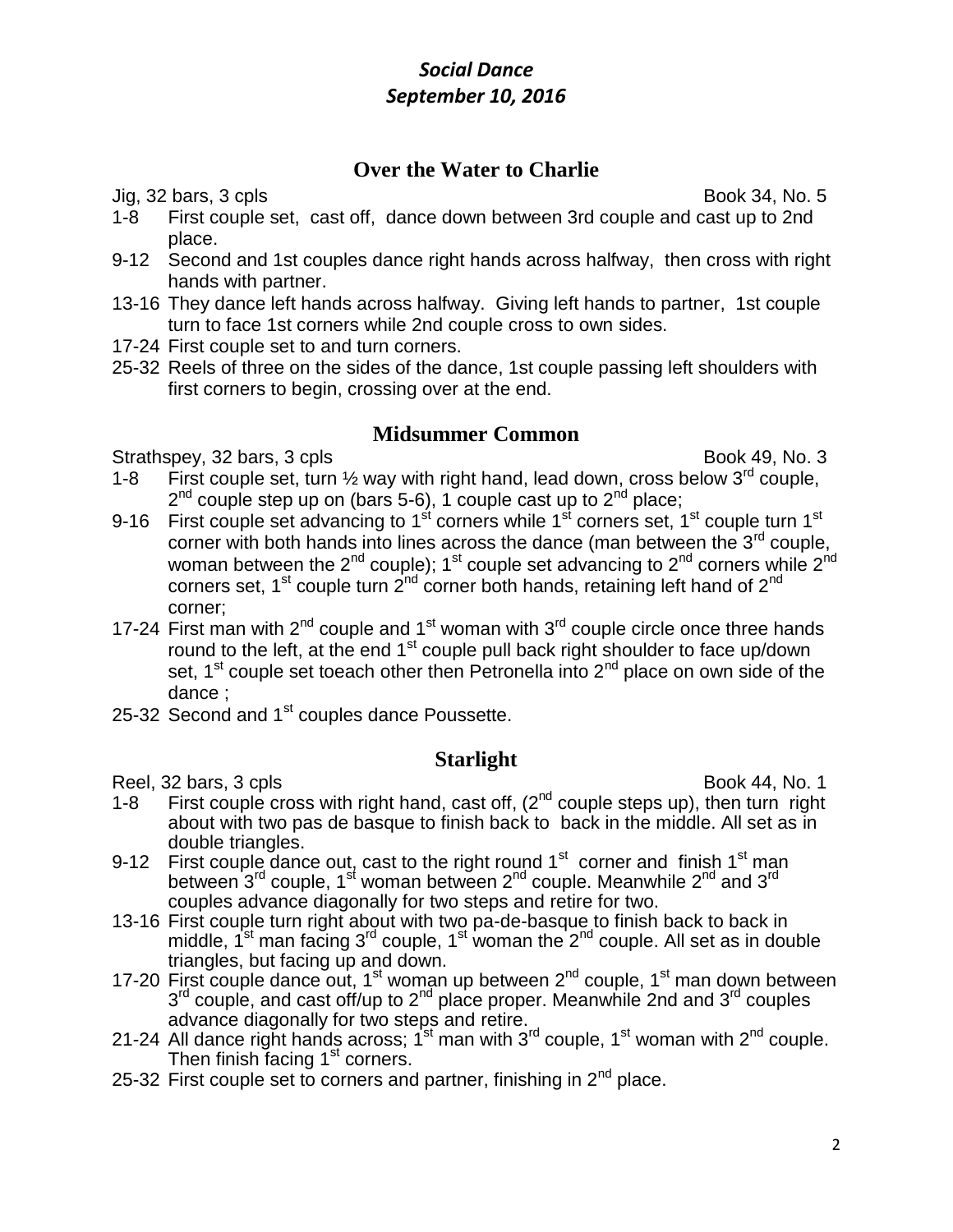# *Social Dance*
# *September 10, 2016*

## Over the Water to Charlie

Jig, 32 bars, 3 cpls　　　　　　　　　　　　　　　　　　　　Book 34, No. 5

- 1-8　First couple set, cast off, dance down between 3rd couple and cast up to 2nd place.
- 9-12　Second and 1st couples dance right hands across halfway, then cross with right hands with partner.
- 13-16　They dance left hands across halfway. Giving left hands to partner, 1st couple turn to face 1st corners while 2nd couple cross to own sides.
- 17-24　First couple set to and turn corners.
- 25-32　Reels of three on the sides of the dance, 1st couple passing left shoulders with first corners to begin, crossing over at the end.

## Midsummer Common

Strathspey, 32 bars, 3 cpls　　　　　　　　　　　　　　　　　　Book 49, No. 3

- 1-8　First couple set, turn ½ way with right hand, lead down, cross below 3rd couple, 2nd couple step up on (bars 5-6), 1 couple cast up to 2nd place;
- 9-16　First couple set advancing to 1st corners while 1st corners set, 1st couple turn 1st corner with both hands into lines across the dance (man between the 3rd couple, woman between the 2nd couple); 1st couple set advancing to 2nd corners while 2nd corners set, 1st couple turn 2nd corner both hands, retaining left hand of 2nd corner;
- 17-24　First man with 2nd couple and 1st woman with 3rd couple circle once three hands round to the left, at the end 1st couple pull back right shoulder to face up/down set, 1st couple set toeach other then Petronella into 2nd place on own side of the dance ;
- 25-32　Second and 1st couples dance Poussette.

## Starlight

Reel, 32 bars, 3 cpls　　　　　　　　　　　　　　　　　　　　Book 44, No. 1

- 1-8　First couple cross with right hand, cast off, (2nd couple steps up), then turn right about with two pas de basque to finish back to back in the middle. All set as in double triangles.
- 9-12　First couple dance out, cast to the right round 1st corner and finish 1st man between 3rd couple, 1st woman between 2nd couple. Meanwhile 2nd and 3rd couples advance diagonally for two steps and retire for two.
- 13-16　First couple turn right about with two pa-de-basque to finish back to back in middle, 1st man facing 3rd couple, 1st woman the 2nd couple. All set as in double triangles, but facing up and down.
- 17-20　First couple dance out, 1st woman up between 2nd couple, 1st man down between 3rd couple, and cast off/up to 2nd place proper. Meanwhile 2nd and 3rd couples advance diagonally for two steps and retire.
- 21-24　All dance right hands across; 1st man with 3rd couple, 1st woman with 2nd couple. Then finish facing 1st corners.
- 25-32　First couple set to corners and partner, finishing in 2nd place.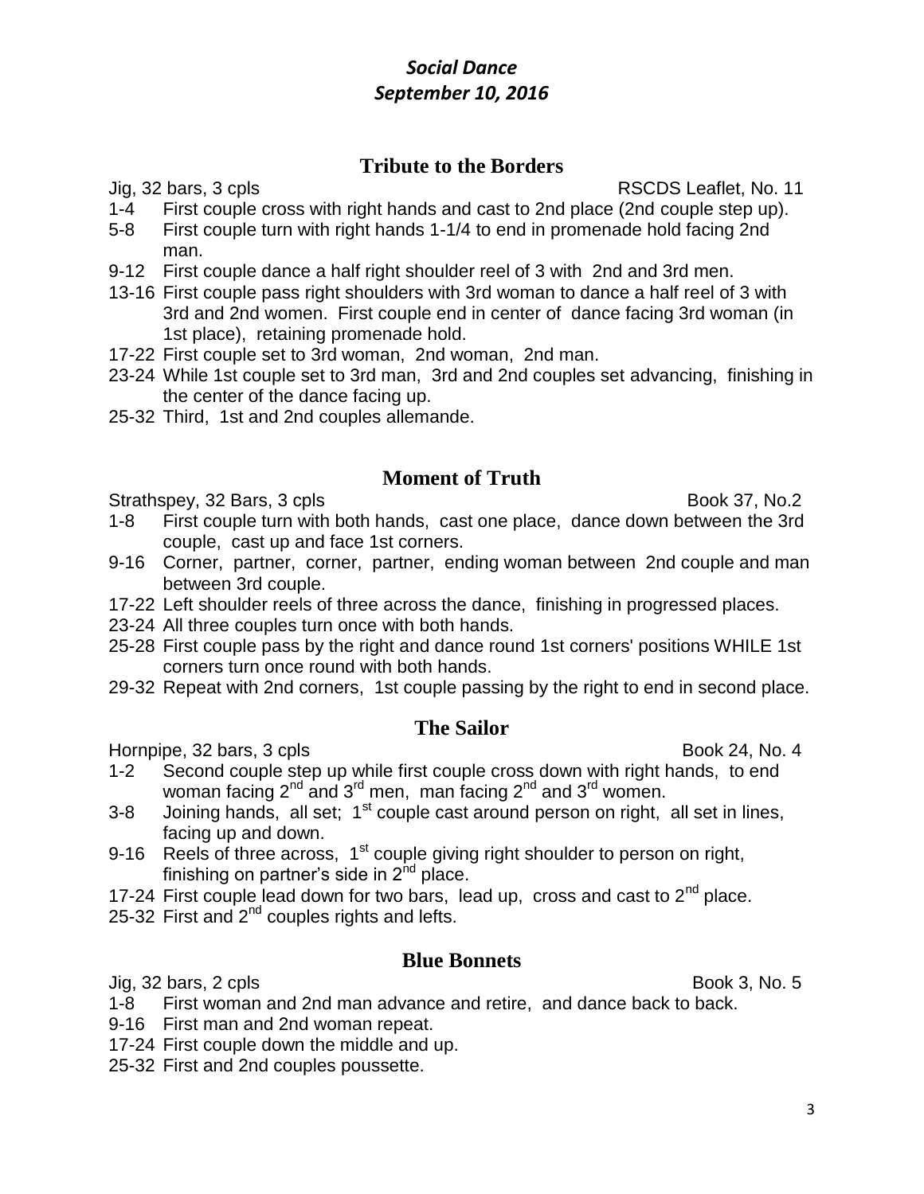## *Social Dance*
## *September 10, 2016*

### Tribute to the Borders

Jig, 32 bars, 3 cpls — RSCDS Leaflet, No. 11

1-4 First couple cross with right hands and cast to 2nd place (2nd couple step up).
5-8 First couple turn with right hands 1-1/4 to end in promenade hold facing 2nd man.
9-12 First couple dance a half right shoulder reel of 3 with 2nd and 3rd men.
13-16 First couple pass right shoulders with 3rd woman to dance a half reel of 3 with 3rd and 2nd women. First couple end in center of dance facing 3rd woman (in 1st place), retaining promenade hold.
17-22 First couple set to 3rd woman, 2nd woman, 2nd man.
23-24 While 1st couple set to 3rd man, 3rd and 2nd couples set advancing, finishing in the center of the dance facing up.
25-32 Third, 1st and 2nd couples allemande.

### Moment of Truth

Strathspey, 32 Bars, 3 cpls — Book 37, No.2

1-8 First couple turn with both hands, cast one place, dance down between the 3rd couple, cast up and face 1st corners.
9-16 Corner, partner, corner, partner, ending woman between 2nd couple and man between 3rd couple.
17-22 Left shoulder reels of three across the dance, finishing in progressed places.
23-24 All three couples turn once with both hands.
25-28 First couple pass by the right and dance round 1st corners' positions WHILE 1st corners turn once round with both hands.
29-32 Repeat with 2nd corners, 1st couple passing by the right to end in second place.

### The Sailor

Hornpipe, 32 bars, 3 cpls — Book 24, No. 4

1-2 Second couple step up while first couple cross down with right hands, to end woman facing 2nd and 3rd men, man facing 2nd and 3rd women.
3-8 Joining hands, all set; 1st couple cast around person on right, all set in lines, facing up and down.
9-16 Reels of three across, 1st couple giving right shoulder to person on right, finishing on partner's side in 2nd place.
17-24 First couple lead down for two bars, lead up, cross and cast to 2nd place.
25-32 First and 2nd couples rights and lefts.

### Blue Bonnets

Jig, 32 bars, 2 cpls — Book 3, No. 5

1-8 First woman and 2nd man advance and retire, and dance back to back.
9-16 First man and 2nd woman repeat.
17-24 First couple down the middle and up.
25-32 First and 2nd couples poussette.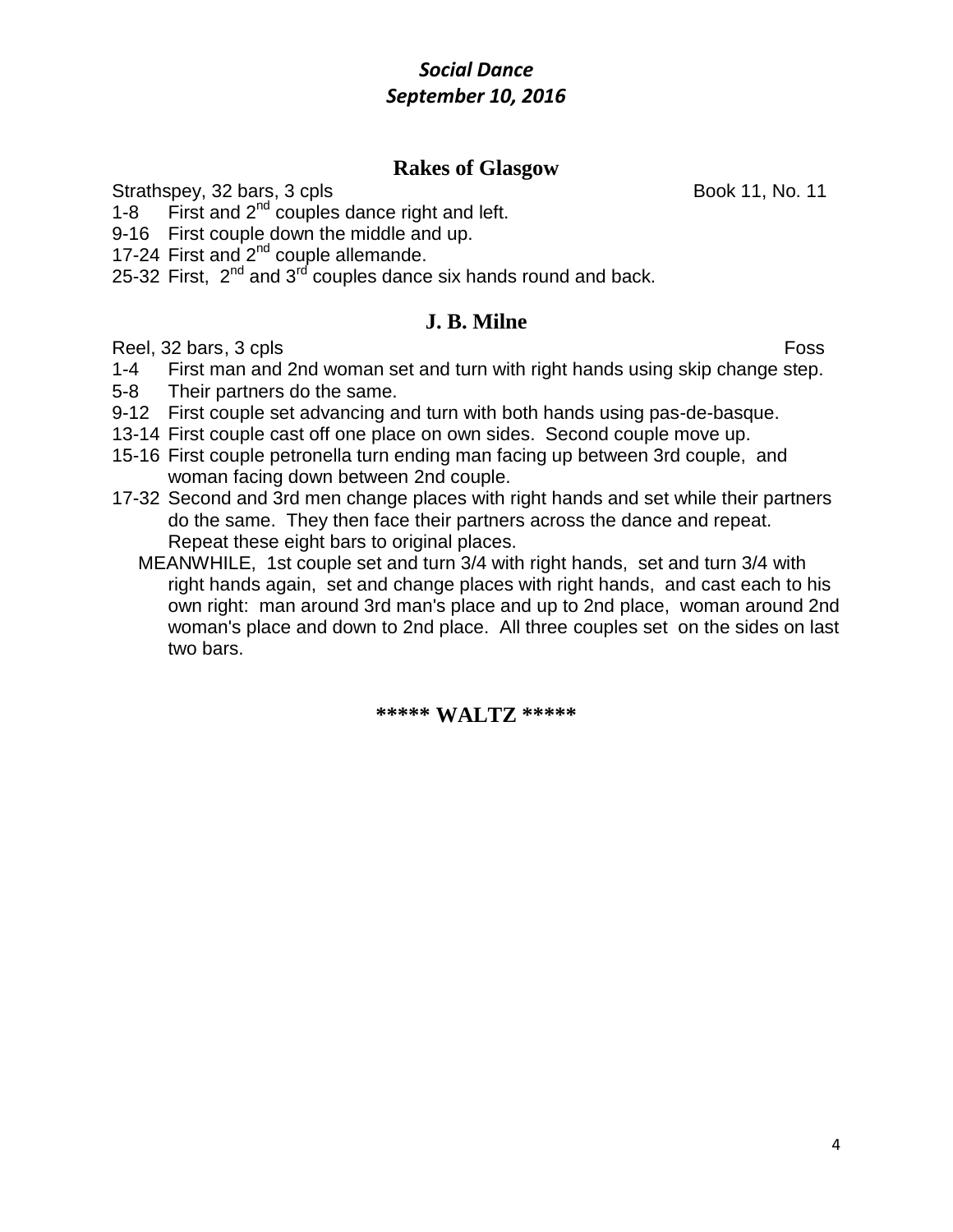***Social Dance***
***September 10, 2016***

### Rakes of Glasgow

Strathspey, 32 bars, 3 cpls Book 11, No. 11

1-8 First and 2nd couples dance right and left.
9-16 First couple down the middle and up.
17-24 First and 2nd couple allemande.
25-32 First, 2nd and 3rd couples dance six hands round and back.

### J. B. Milne

Reel, 32 bars, 3 cpls Foss

1-4 First man and 2nd woman set and turn with right hands using skip change step.
5-8 Their partners do the same.
9-12 First couple set advancing and turn with both hands using pas-de-basque.
13-14 First couple cast off one place on own sides. Second couple move up.
15-16 First couple petronella turn ending man facing up between 3rd couple, and woman facing down between 2nd couple.
17-32 Second and 3rd men change places with right hands and set while their partners do the same. They then face their partners across the dance and repeat. Repeat these eight bars to original places.
MEANWHILE, 1st couple set and turn 3/4 with right hands, set and turn 3/4 with right hands again, set and change places with right hands, and cast each to his own right: man around 3rd man's place and up to 2nd place, woman around 2nd woman's place and down to 2nd place. All three couples set on the sides on last two bars.

**\*\*\*\*\* WALTZ \*\*\*\*\***